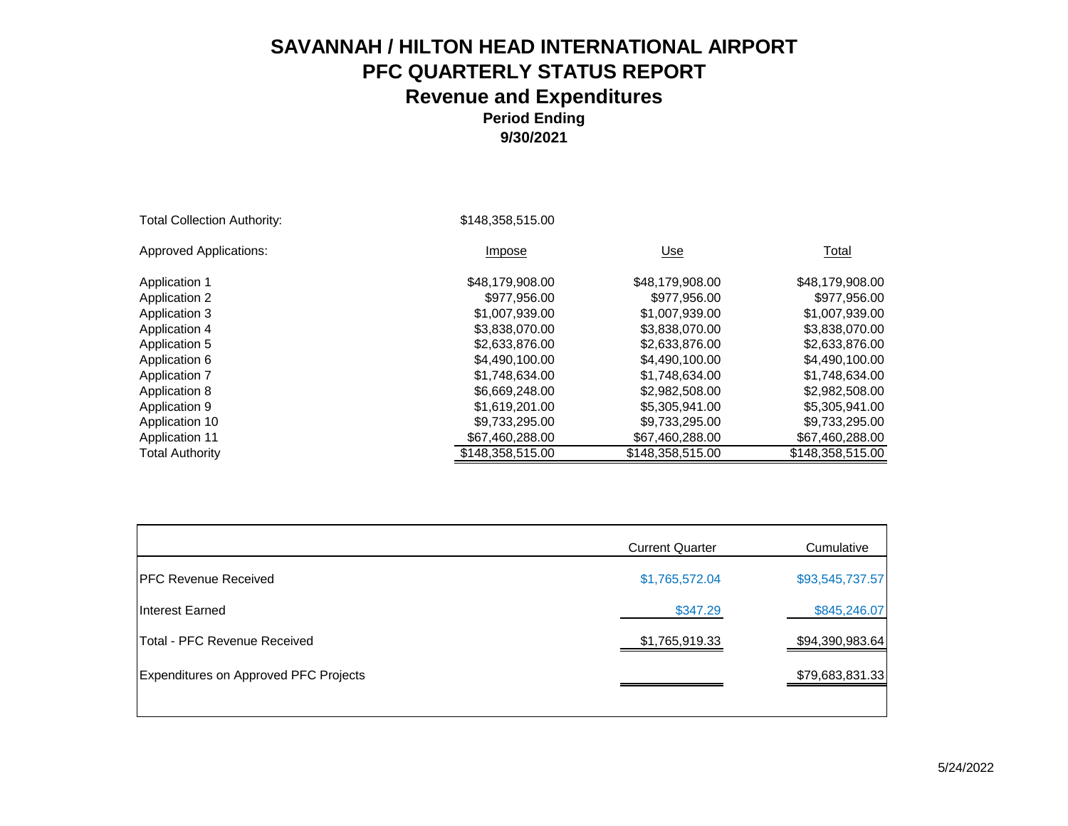# SAVANNAH / HILTON HEAD INTERNATIONAL AIRPORT

## PFC QUARTERLY STATUS REPORT

## Revenue and Expenditures

### Period Ending

### 9/30/2021

Total Collection Authority: $148,358,515.00

| Approved Applications: | Impose | Use | Total |
|---|---|---|---|
| Application 1 | $48,179,908.00 | $48,179,908.00 | $48,179,908.00 |
| Application 2 | $977,956.00 | $977,956.00 | $977,956.00 |
| Application 3 | $1,007,939.00 | $1,007,939.00 | $1,007,939.00 |
| Application 4 | $3,838,070.00 | $3,838,070.00 | $3,838,070.00 |
| Application 5 | $2,633,876.00 | $2,633,876.00 | $2,633,876.00 |
| Application 6 | $4,490,100.00 | $4,490,100.00 | $4,490,100.00 |
| Application 7 | $1,748,634.00 | $1,748,634.00 | $1,748,634.00 |
| Application 8 | $6,669,248.00 | $2,982,508.00 | $2,982,508.00 |
| Application 9 | $1,619,201.00 | $5,305,941.00 | $5,305,941.00 |
| Application 10 | $9,733,295.00 | $9,733,295.00 | $9,733,295.00 |
| Application 11 | $67,460,288.00 | $67,460,288.00 | $67,460,288.00 |
| Total Authority | $148,358,515.00 | $148,358,515.00 | $148,358,515.00 |

| | Current Quarter | Cumulative |
|---|---|---|
| PFC Revenue Received | $1,765,572.04 | $93,545,737.57 |
| Interest Earned | $347.29 | $845,246.07 |
| Total - PFC Revenue Received | $1,765,919.33 | $94,390,983.64 |
| Expenditures on Approved PFC Projects | | $79,683,831.33 |

5/24/2022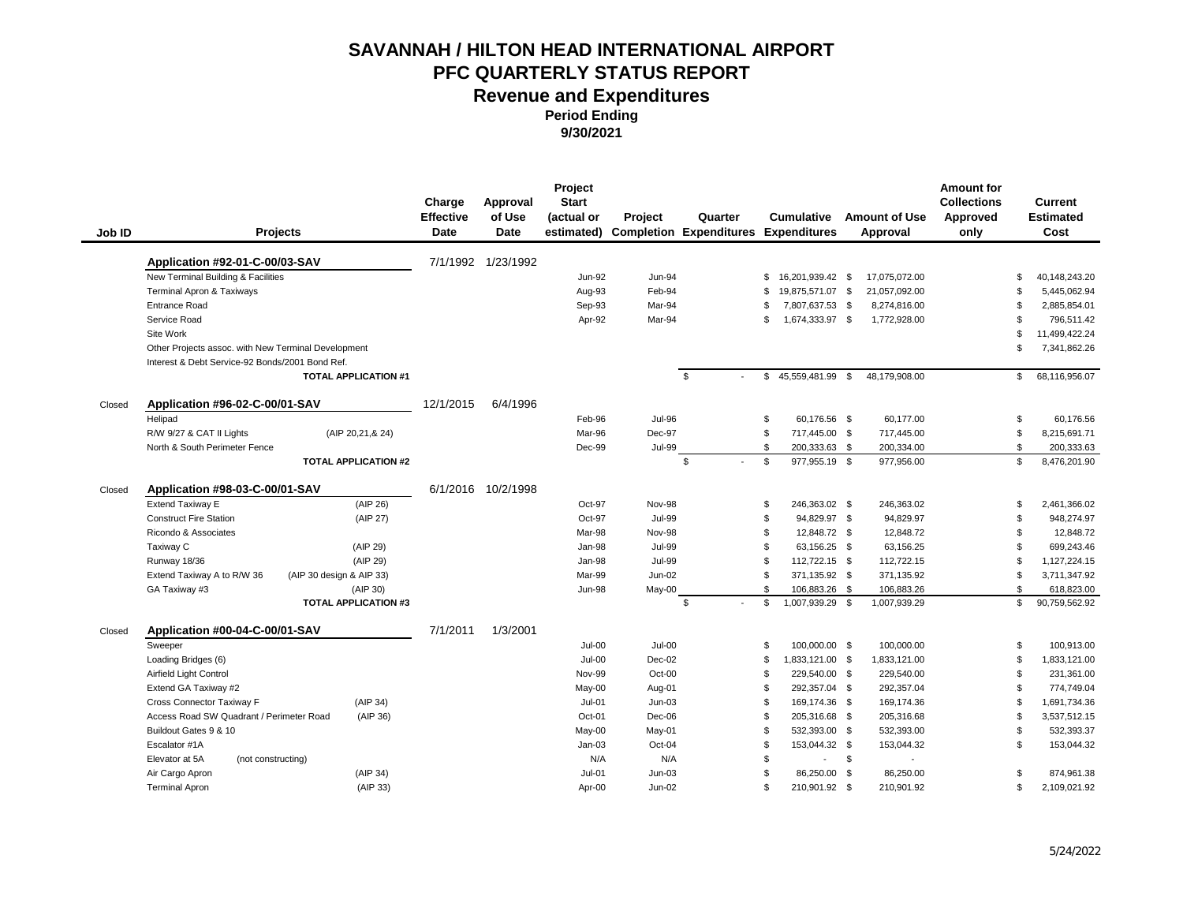# SAVANNAH / HILTON HEAD INTERNATIONAL AIRPORT
# PFC QUARTERLY STATUS REPORT
## Revenue and Expenditures
### Period Ending
### 9/30/2021

| Job ID | Projects | | Charge Effective Date | Approval of Use Date | Project Start (actual or estimated) | Project Completion | Quarter Expenditures | Cumulative Expenditures | Amount of Use Approval | Amount for Collections Approved only | Current Estimated Cost |
|---|---|---|---|---|---|---|---|---|---|---|---|
| | **Application #92-01-C-00/03-SAV** | | 7/1/1992 | 1/23/1992 | | | | | | | |
| | New Terminal Building & Facilities | | | | Jun-92 | Jun-94 | | $ 16,201,939.42 | $ 17,075,072.00 | | $ 40,148,243.20 |
| | Terminal Apron & Taxiways | | | | Aug-93 | Feb-94 | | $ 19,875,571.07 | $ 21,057,092.00 | | $ 5,445,062.94 |
| | Entrance Road | | | | Sep-93 | Mar-94 | | $ 7,807,637.53 | $ 8,274,816.00 | | $ 2,885,854.01 |
| | Service Road | | | | Apr-92 | Mar-94 | | $ 1,674,333.97 | $ 1,772,928.00 | | $ 796,511.42 |
| | Site Work | | | | | | | | | | $ 11,499,422.24 |
| | Other Projects assoc. with New Terminal Development | | | | | | | | | | $ 7,341,862.26 |
| | Interest & Debt Service-92 Bonds/2001 Bond Ref. | | | | | | | | | | |
| | **TOTAL APPLICATION #1** | | | | | | $ - | $ 45,559,481.99 | $ 48,179,908.00 | | $ 68,116,956.07 |
| Closed | **Application #96-02-C-00/01-SAV** | | 12/1/2015 | 6/4/1996 | | | | | | | |
| | Helipad | | | | Feb-96 | Jul-96 | | $ 60,176.56 | $ 60,177.00 | | $ 60,176.56 |
| | R/W 9/27 & CAT II Lights | (AIP 20,21,& 24) | | | Mar-96 | Dec-97 | | $ 717,445.00 | $ 717,445.00 | | $ 8,215,691.71 |
| | North & South Perimeter Fence | | | | Dec-99 | Jul-99 | | $ 200,333.63 | $ 200,334.00 | | $ 200,333.63 |
| | **TOTAL APPLICATION #2** | | | | | | $ - | $ 977,955.19 | $ 977,956.00 | | $ 8,476,201.90 |
| Closed | **Application #98-03-C-00/01-SAV** | | 6/1/2016 | 10/2/1998 | | | | | | | |
| | Extend Taxiway E | (AIP 26) | | | Oct-97 | Nov-98 | | $ 246,363.02 | $ 246,363.02 | | $ 2,461,366.02 |
| | Construct Fire Station | (AIP 27) | | | Oct-97 | Jul-99 | | $ 94,829.97 | $ 94,829.97 | | $ 948,274.97 |
| | Ricondo & Associates | | | | Mar-98 | Nov-98 | | $ 12,848.72 | $ 12,848.72 | | $ 12,848.72 |
| | Taxiway C | (AIP 29) | | | Jan-98 | Jul-99 | | $ 63,156.25 | $ 63,156.25 | | $ 699,243.46 |
| | Runway 18/36 | (AIP 29) | | | Jan-98 | Jul-99 | | $ 112,722.15 | $ 112,722.15 | | $ 1,127,224.15 |
| | Extend Taxiway A to R/W 36 | (AIP 30 design & AIP 33) | | | Mar-99 | Jun-02 | | $ 371,135.92 | $ 371,135.92 | | $ 3,711,347.92 |
| | GA Taxiway #3 | (AIP 30) | | | Jun-98 | May-00 | | $ 106,883.26 | $ 106,883.26 | | $ 618,823.00 |
| | **TOTAL APPLICATION #3** | | | | | | $ - | $ 1,007,939.29 | $ 1,007,939.29 | | $ 90,759,562.92 |
| Closed | **Application #00-04-C-00/01-SAV** | | 7/1/2011 | 1/3/2001 | | | | | | | |
| | Sweeper | | | | Jul-00 | Jul-00 | | $ 100,000.00 | $ 100,000.00 | | $ 100,913.00 |
| | Loading Bridges (6) | | | | Jul-00 | Dec-02 | | $ 1,833,121.00 | $ 1,833,121.00 | | $ 1,833,121.00 |
| | Airfield Light Control | | | | Nov-99 | Oct-00 | | $ 229,540.00 | $ 229,540.00 | | $ 231,361.00 |
| | Extend GA Taxiway #2 | | | | May-00 | Aug-01 | | $ 292,357.04 | $ 292,357.04 | | $ 774,749.04 |
| | Cross Connector Taxiway F | (AIP 34) | | | Jul-01 | Jun-03 | | $ 169,174.36 | $ 169,174.36 | | $ 1,691,734.36 |
| | Access Road SW Quadrant / Perimeter Road | (AIP 36) | | | Oct-01 | Dec-06 | | $ 205,316.68 | $ 205,316.68 | | $ 3,537,512.15 |
| | Buildout Gates 9 & 10 | | | | May-00 | May-01 | | $ 532,393.00 | $ 532,393.00 | | $ 532,393.37 |
| | Escalator #1A | | | | Jan-03 | Oct-04 | | $ 153,044.32 | $ 153,044.32 | | $ 153,044.32 |
| | Elevator at 5A (not constructing) | | | | N/A | N/A | | $ - | $ - | | |
| | Air Cargo Apron | (AIP 34) | | | Jul-01 | Jun-03 | | $ 86,250.00 | $ 86,250.00 | | $ 874,961.38 |
| | Terminal Apron | (AIP 33) | | | Apr-00 | Jun-02 | | $ 210,901.92 | $ 210,901.92 | | $ 2,109,021.92 |

5/24/2022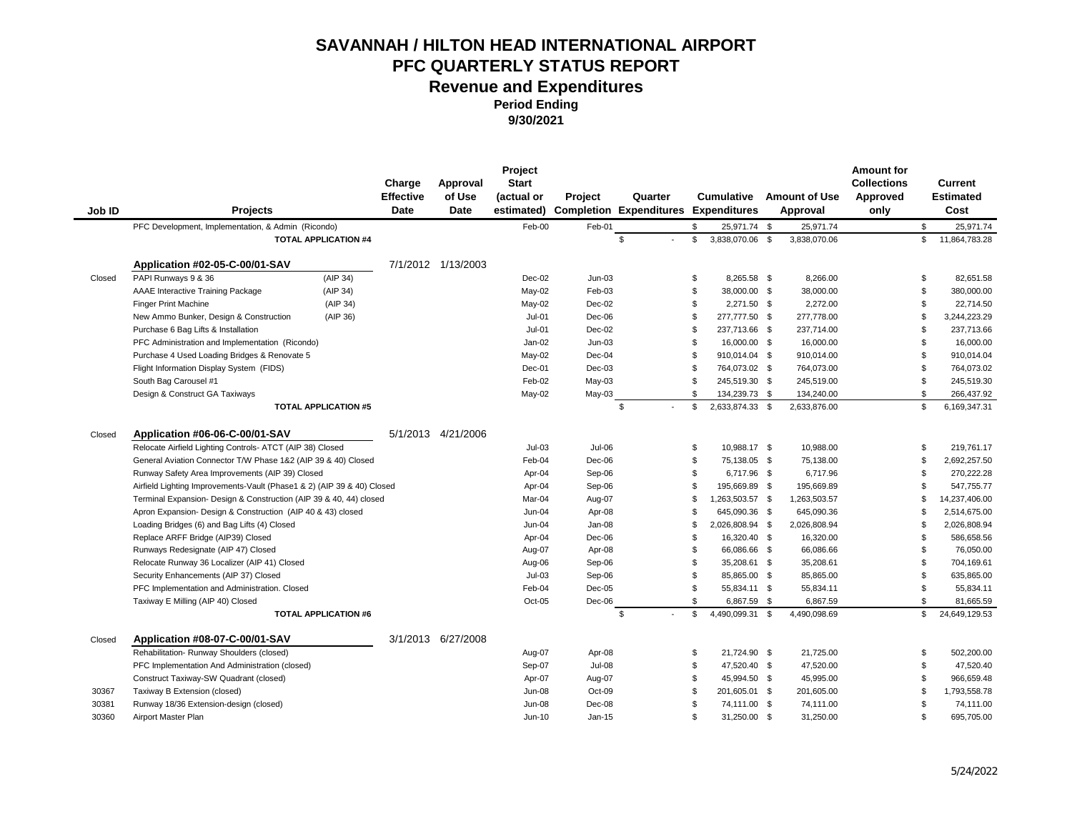# SAVANNAH / HILTON HEAD INTERNATIONAL AIRPORT
## PFC QUARTERLY STATUS REPORT
### Revenue and Expenditures
**Period Ending**
**9/30/2021**

| Job ID | Projects | | Charge Effective Date | Approval of Use Date | Project Start (actual or estimated) | Project Completion | Quarter Expenditures | Cumulative Expenditures | Amount of Use Approval | Amount for Collections Approved only | Current Estimated Cost |
|---|---|---|---|---|---|---|---|---|---|---|---|
| | PFC Development, Implementation, & Admin (Ricondo) | | | | Feb-00 | Feb-01 | | $ 25,971.74 | $ 25,971.74 | | $ 25,971.74 |
| | **TOTAL APPLICATION #4** | | | | | | $ - | $ 3,838,070.06 | $ 3,838,070.06 | | $ 11,864,783.28 |
| | **Application #02-05-C-00/01-SAV** | | 7/1/2012 | 1/13/2003 | | | | | | | |
| Closed | PAPI Runways 9 & 36 | (AIP 34) | | | Dec-02 | Jun-03 | | $ 8,265.58 | $ 8,266.00 | | $ 82,651.58 |
| | AAAE Interactive Training Package | (AIP 34) | | | May-02 | Feb-03 | | $ 38,000.00 | $ 38,000.00 | | $ 380,000.00 |
| | Finger Print Machine | (AIP 34) | | | May-02 | Dec-02 | | $ 2,271.50 | $ 2,272.00 | | $ 22,714.50 |
| | New Ammo Bunker, Design & Construction | (AIP 36) | | | Jul-01 | Dec-06 | | $ 277,777.50 | $ 277,778.00 | | $ 3,244,223.29 |
| | Purchase 6 Bag Lifts & Installation | | | | Jul-01 | Dec-02 | | $ 237,713.66 | $ 237,714.00 | | $ 237,713.66 |
| | PFC Administration and Implementation (Ricondo) | | | | Jan-02 | Jun-03 | | $ 16,000.00 | $ 16,000.00 | | $ 16,000.00 |
| | Purchase 4 Used Loading Bridges & Renovate 5 | | | | May-02 | Dec-04 | | $ 910,014.04 | $ 910,014.00 | | $ 910,014.04 |
| | Flight Information Display System (FIDS) | | | | Dec-01 | Dec-03 | | $ 764,073.02 | $ 764,073.00 | | $ 764,073.02 |
| | South Bag Carousel #1 | | | | Feb-02 | May-03 | | $ 245,519.30 | $ 245,519.00 | | $ 245,519.30 |
| | Design & Construct GA Taxiways | | | | May-02 | May-03 | | $ 134,239.73 | $ 134,240.00 | | $ 266,437.92 |
| | **TOTAL APPLICATION #5** | | | | | | $ - | $ 2,633,874.33 | $ 2,633,876.00 | | $ 6,169,347.31 |
| Closed | **Application #06-06-C-00/01-SAV** | | 5/1/2013 | 4/21/2006 | | | | | | | |
| | Relocate Airfield Lighting Controls- ATCT (AIP 38) Closed | | | | Jul-03 | Jul-06 | | $ 10,988.17 | $ 10,988.00 | | $ 219,761.17 |
| | General Aviation Connector T/W Phase 1&2 (AIP 39 & 40) Closed | | | | Feb-04 | Dec-06 | | $ 75,138.05 | $ 75,138.00 | | $ 2,692,257.50 |
| | Runway Safety Area Improvements (AIP 39) Closed | | | | Apr-04 | Sep-06 | | $ 6,717.96 | $ 6,717.96 | | $ 270,222.28 |
| | Airfield Lighting Improvements-Vault (Phase1 & 2) (AIP 39 & 40) Closed | | | | Apr-04 | Sep-06 | | $ 195,669.89 | $ 195,669.89 | | $ 547,755.77 |
| | Terminal Expansion- Design & Construction (AIP 39 & 40, 44) closed | | | | Mar-04 | Aug-07 | | $ 1,263,503.57 | $ 1,263,503.57 | | $ 14,237,406.00 |
| | Apron Expansion- Design & Construction (AIP 40 & 43) closed | | | | Jun-04 | Apr-08 | | $ 645,090.36 | $ 645,090.36 | | $ 2,514,675.00 |
| | Loading Bridges (6) and Bag Lifts (4) Closed | | | | Jun-04 | Jan-08 | | $ 2,026,808.94 | $ 2,026,808.94 | | $ 2,026,808.94 |
| | Replace ARFF Bridge (AIP39) Closed | | | | Apr-04 | Dec-06 | | $ 16,320.40 | $ 16,320.00 | | $ 586,658.56 |
| | Runways Redesignate (AIP 47) Closed | | | | Aug-07 | Apr-08 | | $ 66,086.66 | $ 66,086.66 | | $ 76,050.00 |
| | Relocate Runway 36 Localizer (AIP 41) Closed | | | | Aug-06 | Sep-06 | | $ 35,208.61 | $ 35,208.61 | | $ 704,169.61 |
| | Security Enhancements (AIP 37) Closed | | | | Jul-03 | Sep-06 | | $ 85,865.00 | $ 85,865.00 | | $ 635,865.00 |
| | PFC Implementation and Administration. Closed | | | | Feb-04 | Dec-05 | | $ 55,834.11 | $ 55,834.11 | | $ 55,834.11 |
| | Taxiway E Milling (AIP 40) Closed | | | | Oct-05 | Dec-06 | | $ 6,867.59 | $ 6,867.59 | | $ 81,665.59 |
| | **TOTAL APPLICATION #6** | | | | | | $ - | $ 4,490,099.31 | $ 4,490,098.69 | | $ 24,649,129.53 |
| Closed | **Application #08-07-C-00/01-SAV** | | 3/1/2013 | 6/27/2008 | | | | | | | |
| | Rehabilitation- Runway Shoulders (closed) | | | | Aug-07 | Apr-08 | | $ 21,724.90 | $ 21,725.00 | | $ 502,200.00 |
| | PFC Implementation And Administration (closed) | | | | Sep-07 | Jul-08 | | $ 47,520.40 | $ 47,520.00 | | $ 47,520.40 |
| | Construct Taxiway-SW Quadrant (closed) | | | | Apr-07 | Aug-07 | | $ 45,994.50 | $ 45,995.00 | | $ 966,659.48 |
| 30367 | Taxiway B Extension (closed) | | | | Jun-08 | Oct-09 | | $ 201,605.01 | $ 201,605.00 | | $ 1,793,558.78 |
| 30381 | Runway 18/36 Extension-design (closed) | | | | Jun-08 | Dec-08 | | $ 74,111.00 | $ 74,111.00 | | $ 74,111.00 |
| 30360 | Airport Master Plan | | | | Jun-10 | Jan-15 | | $ 31,250.00 | $ 31,250.00 | | $ 695,705.00 |

5/24/2022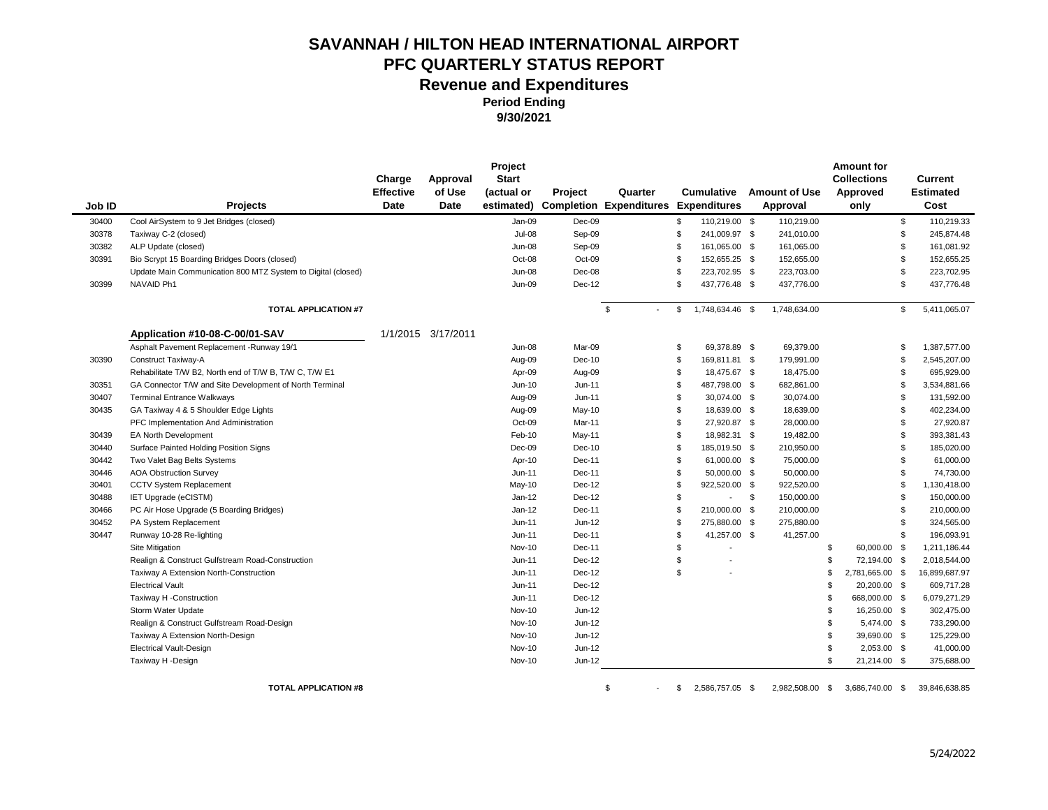# SAVANNAH / HILTON HEAD INTERNATIONAL AIRPORT
## PFC QUARTERLY STATUS REPORT
### Revenue and Expenditures
**Period Ending**
**9/30/2021**

| Job ID | Projects | Charge Effective Date | Approval of Use Date | Project Start (actual or estimated) | Project Completion | Quarter Expenditures | Cumulative Expenditures | Amount of Use Approval | Amount for Collections Approved only | Current Estimated Cost |
|---|---|---|---|---|---|---|---|---|---|---|
| 30400 | Cool AirSystem to 9 Jet Bridges (closed) | | | Jan-09 | Dec-09 | | $ 110,219.00 | $ 110,219.00 | | $ 110,219.33 |
| 30378 | Taxiway C-2 (closed) | | | Jul-08 | Sep-09 | | $ 241,009.97 | $ 241,010.00 | | $ 245,874.48 |
| 30382 | ALP Update (closed) | | | Jun-08 | Sep-09 | | $ 161,065.00 | $ 161,065.00 | | $ 161,081.92 |
| 30391 | Bio Scrypt 15 Boarding Bridges Doors (closed) | | | Oct-08 | Oct-09 | | $ 152,655.25 | $ 152,655.00 | | $ 152,655.25 |
| | Update Main Communication 800 MTZ System to Digital (closed) | | | Jun-08 | Dec-08 | | $ 223,702.95 | $ 223,703.00 | | $ 223,702.95 |
| 30399 | NAVAID Ph1 | | | Jun-09 | Dec-12 | | $ 437,776.48 | $ 437,776.00 | | $ 437,776.48 |
| | **TOTAL APPLICATION #7** | | | | | $ - | $ 1,748,634.46 | $ 1,748,634.00 | | $ 5,411,065.07 |
| | **Application #10-08-C-00/01-SAV** | 1/1/2015 | 3/17/2011 | | | | | | | |
| | Asphalt Pavement Replacement -Runway 19/1 | | | Jun-08 | Mar-09 | | $ 69,378.89 | $ 69,379.00 | | $ 1,387,577.00 |
| 30390 | Construct Taxiway-A | | | Aug-09 | Dec-10 | | $ 169,811.81 | $ 179,991.00 | | $ 2,545,207.00 |
| | Rehabilitate T/W B2, North end of T/W B, T/W C, T/W E1 | | | Apr-09 | Aug-09 | | $ 18,475.67 | $ 18,475.00 | | $ 695,929.00 |
| 30351 | GA Connector T/W and Site Development of North Terminal | | | Jun-10 | Jun-11 | | $ 487,798.00 | $ 682,861.00 | | $ 3,534,881.66 |
| 30407 | Terminal Entrance Walkways | | | Aug-09 | Jun-11 | | $ 30,074.00 | $ 30,074.00 | | $ 131,592.00 |
| 30435 | GA Taxiway 4 & 5 Shoulder Edge Lights | | | Aug-09 | May-10 | | $ 18,639.00 | $ 18,639.00 | | $ 402,234.00 |
| | PFC Implementation And Administration | | | Oct-09 | Mar-11 | | $ 27,920.87 | $ 28,000.00 | | $ 27,920.87 |
| 30439 | EA North Development | | | Feb-10 | May-11 | | $ 18,982.31 | $ 19,482.00 | | $ 393,381.43 |
| 30440 | Surface Painted Holding Position Signs | | | Dec-09 | Dec-10 | | $ 185,019.50 | $ 210,950.00 | | $ 185,020.00 |
| 30442 | Two Valet Bag Belts Systems | | | Apr-10 | Dec-11 | | $ 61,000.00 | $ 75,000.00 | | $ 61,000.00 |
| 30446 | AOA Obstruction Survey | | | Jun-11 | Dec-11 | | $ 50,000.00 | $ 50,000.00 | | $ 74,730.00 |
| 30401 | CCTV System Replacement | | | May-10 | Dec-12 | | $ 922,520.00 | $ 922,520.00 | | $ 1,130,418.00 |
| 30488 | IET Upgrade (eCISTM) | | | Jan-12 | Dec-12 | | $ - | $ 150,000.00 | | $ 150,000.00 |
| 30466 | PC Air Hose Upgrade (5 Boarding Bridges) | | | Jan-12 | Dec-11 | | $ 210,000.00 | $ 210,000.00 | | $ 210,000.00 |
| 30452 | PA System Replacement | | | Jun-11 | Jun-12 | | $ 275,880.00 | $ 275,880.00 | | $ 324,565.00 |
| 30447 | Runway 10-28 Re-lighting | | | Jun-11 | Dec-11 | | $ 41,257.00 | $ 41,257.00 | | $ 196,093.91 |
| | Site Mitigation | | | Nov-10 | Dec-11 | | $ - | | $ 60,000.00 | $ 1,211,186.44 |
| | Realign & Construct Gulfstream Road-Construction | | | Jun-11 | Dec-12 | | $ - | | $ 72,194.00 | $ 2,018,544.00 |
| | Taxiway A Extension North-Construction | | | Jun-11 | Dec-12 | | $ - | | $ 2,781,665.00 | $ 16,899,687.97 |
| | Electrical Vault | | | Jun-11 | Dec-12 | | | | $ 20,200.00 | $ 609,717.28 |
| | Taxiway H -Construction | | | Jun-11 | Dec-12 | | | | $ 668,000.00 | $ 6,079,271.29 |
| | Storm Water Update | | | Nov-10 | Jun-12 | | | | $ 16,250.00 | $ 302,475.00 |
| | Realign & Construct Gulfstream Road-Design | | | Nov-10 | Jun-12 | | | | $ 5,474.00 | $ 733,290.00 |
| | Taxiway A Extension North-Design | | | Nov-10 | Jun-12 | | | | $ 39,690.00 | $ 125,229.00 |
| | Electrical Vault-Design | | | Nov-10 | Jun-12 | | | | $ 2,053.00 | $ 41,000.00 |
| | Taxiway H -Design | | | Nov-10 | Jun-12 | | | | $ 21,214.00 | $ 375,688.00 |
| | **TOTAL APPLICATION #8** | | | | | $ - | $ 2,586,757.05 | $ 2,982,508.00 | $ 3,686,740.00 | $ 39,846,638.85 |

5/24/2022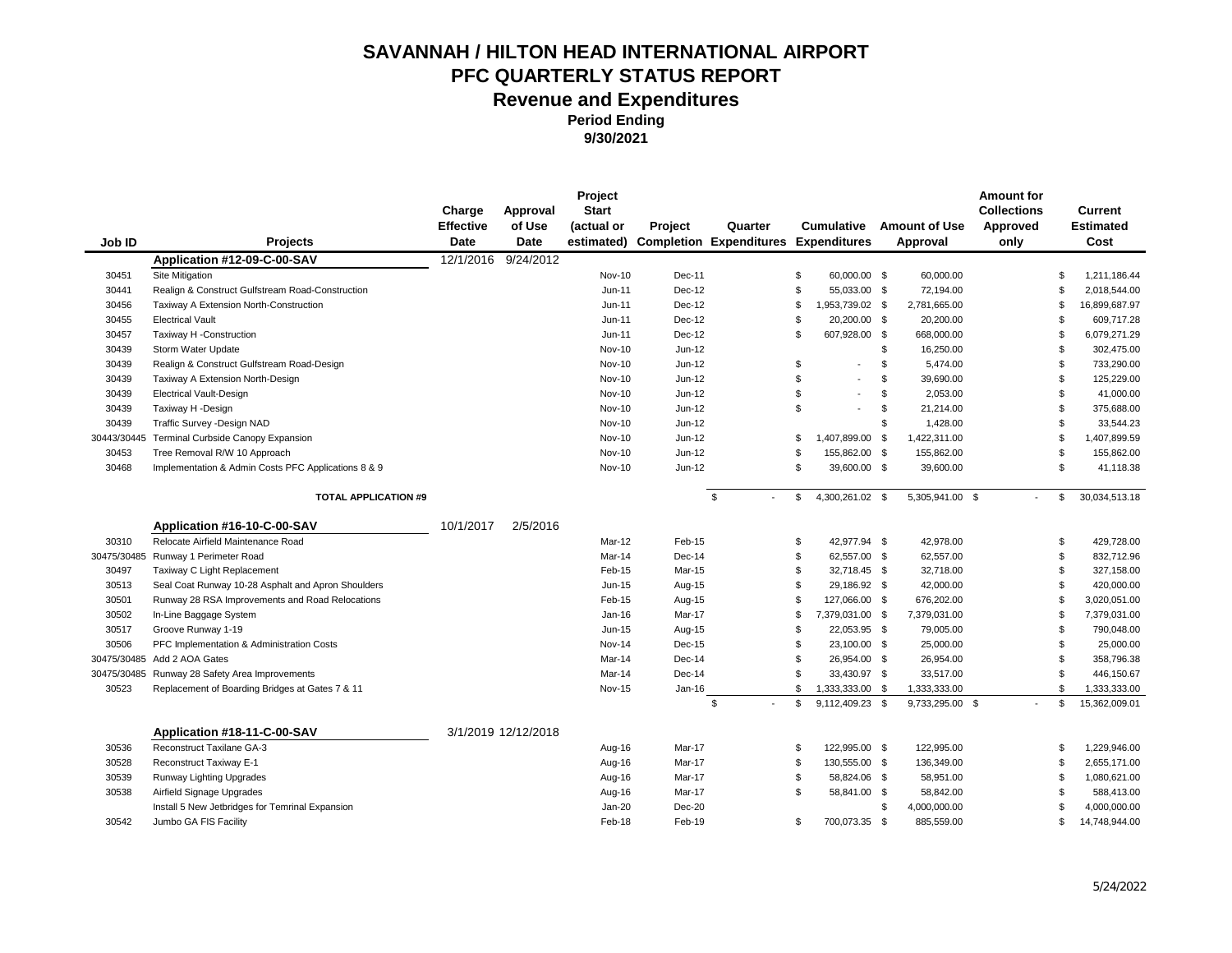# SAVANNAH / HILTON HEAD INTERNATIONAL AIRPORT
## PFC QUARTERLY STATUS REPORT
### Revenue and Expenditures

**Period Ending**
**9/30/2021**

| Job ID | Projects | Charge Effective Date | Approval of Use Date | Project Start (actual or estimated) | Project Completion | Quarter Expenditures | Cumulative Expenditures | Amount of Use Approval | Amount for Collections Approved only | Current Estimated Cost |
|---|---|---|---|---|---|---|---|---|---|---|
| | **Application #12-09-C-00-SAV** | 12/1/2016 | 9/24/2012 | | | | | | | |
| 30451 | Site Mitigation | | | Nov-10 | Dec-11 | | $ 60,000.00 | $ 60,000.00 | | $ 1,211,186.44 |
| 30441 | Realign & Construct Gulfstream Road-Construction | | | Jun-11 | Dec-12 | | $ 55,033.00 | $ 72,194.00 | | $ 2,018,544.00 |
| 30456 | Taxiway A Extension North-Construction | | | Jun-11 | Dec-12 | | $ 1,953,739.02 | $ 2,781,665.00 | | $ 16,899,687.97 |
| 30455 | Electrical Vault | | | Jun-11 | Dec-12 | | $ 20,200.00 | $ 20,200.00 | | $ 609,717.28 |
| 30457 | Taxiway H -Construction | | | Jun-11 | Dec-12 | | $ 607,928.00 | $ 668,000.00 | | $ 6,079,271.29 |
| 30439 | Storm Water Update | | | Nov-10 | Jun-12 | | | $ 16,250.00 | | $ 302,475.00 |
| 30439 | Realign & Construct Gulfstream Road-Design | | | Nov-10 | Jun-12 | | $ - | $ 5,474.00 | | $ 733,290.00 |
| 30439 | Taxiway A Extension North-Design | | | Nov-10 | Jun-12 | | $ - | $ 39,690.00 | | $ 125,229.00 |
| 30439 | Electrical Vault-Design | | | Nov-10 | Jun-12 | | $ - | $ 2,053.00 | | $ 41,000.00 |
| 30439 | Taxiway H -Design | | | Nov-10 | Jun-12 | | $ - | $ 21,214.00 | | $ 375,688.00 |
| 30439 | Traffic Survey -Design NAD | | | Nov-10 | Jun-12 | | | $ 1,428.00 | | $ 33,544.23 |
| 30443/30445 | Terminal Curbside Canopy Expansion | | | Nov-10 | Jun-12 | | $ 1,407,899.00 | $ 1,422,311.00 | | $ 1,407,899.59 |
| 30453 | Tree Removal R/W 10 Approach | | | Nov-10 | Jun-12 | | $ 155,862.00 | $ 155,862.00 | | $ 155,862.00 |
| 30468 | Implementation & Admin Costs PFC Applications 8 & 9 | | | Nov-10 | Jun-12 | | $ 39,600.00 | $ 39,600.00 | | $ 41,118.38 |
| | **TOTAL APPLICATION #9** | | | | | $ - | $ 4,300,261.02 | $ 5,305,941.00 | $ - | $ 30,034,513.18 |
| | **Application #16-10-C-00-SAV** | 10/1/2017 | 2/5/2016 | | | | | | | |
| 30310 | Relocate Airfield Maintenance Road | | | Mar-12 | Feb-15 | | $ 42,977.94 | $ 42,978.00 | | $ 429,728.00 |
| 30475/30485 | Runway 1 Perimeter Road | | | Mar-14 | Dec-14 | | $ 62,557.00 | $ 62,557.00 | | $ 832,712.96 |
| 30497 | Taxiway C Light Replacement | | | Feb-15 | Mar-15 | | $ 32,718.45 | $ 32,718.00 | | $ 327,158.00 |
| 30513 | Seal Coat Runway 10-28 Asphalt and Apron Shoulders | | | Jun-15 | Aug-15 | | $ 29,186.92 | $ 42,000.00 | | $ 420,000.00 |
| 30501 | Runway 28 RSA Improvements and Road Relocations | | | Feb-15 | Aug-15 | | $ 127,066.00 | $ 676,202.00 | | $ 3,020,051.00 |
| 30502 | In-Line Baggage System | | | Jan-16 | Mar-17 | | $ 7,379,031.00 | $ 7,379,031.00 | | $ 7,379,031.00 |
| 30517 | Groove Runway 1-19 | | | Jun-15 | Aug-15 | | $ 22,053.95 | $ 79,005.00 | | $ 790,048.00 |
| 30506 | PFC Implementation & Administration Costs | | | Nov-14 | Dec-15 | | $ 23,100.00 | $ 25,000.00 | | $ 25,000.00 |
| 30475/30485 | Add 2 AOA Gates | | | Mar-14 | Dec-14 | | $ 26,954.00 | $ 26,954.00 | | $ 358,796.38 |
| 30475/30485 | Runway 28 Safety Area Improvements | | | Mar-14 | Dec-14 | | $ 33,430.97 | $ 33,517.00 | | $ 446,150.67 |
| 30523 | Replacement of Boarding Bridges at Gates 7 & 11 | | | Nov-15 | Jan-16 | | $ 1,333,333.00 | $ 1,333,333.00 | | $ 1,333,333.00 |
| | | | | | | $ - | $ 9,112,409.23 | $ 9,733,295.00 | $ - | $ 15,362,009.01 |
| | **Application #18-11-C-00-SAV** | 3/1/2019 | 12/12/2018 | | | | | | | |
| 30536 | Reconstruct Taxilane GA-3 | | | Aug-16 | Mar-17 | | $ 122,995.00 | $ 122,995.00 | | $ 1,229,946.00 |
| 30528 | Reconstruct Taxiway E-1 | | | Aug-16 | Mar-17 | | $ 130,555.00 | $ 136,349.00 | | $ 2,655,171.00 |
| 30539 | Runway Lighting Upgrades | | | Aug-16 | Mar-17 | | $ 58,824.06 | $ 58,951.00 | | $ 1,080,621.00 |
| 30538 | Airfield Signage Upgrades | | | Aug-16 | Mar-17 | | $ 58,841.00 | $ 58,842.00 | | $ 588,413.00 |
| | Install 5 New Jetbridges for Temrinal Expansion | | | Jan-20 | Dec-20 | | | $ 4,000,000.00 | | $ 4,000,000.00 |
| 30542 | Jumbo GA FIS Facility | | | Feb-18 | Feb-19 | | $ 700,073.35 | $ 885,559.00 | | $ 14,748,944.00 |

5/24/2022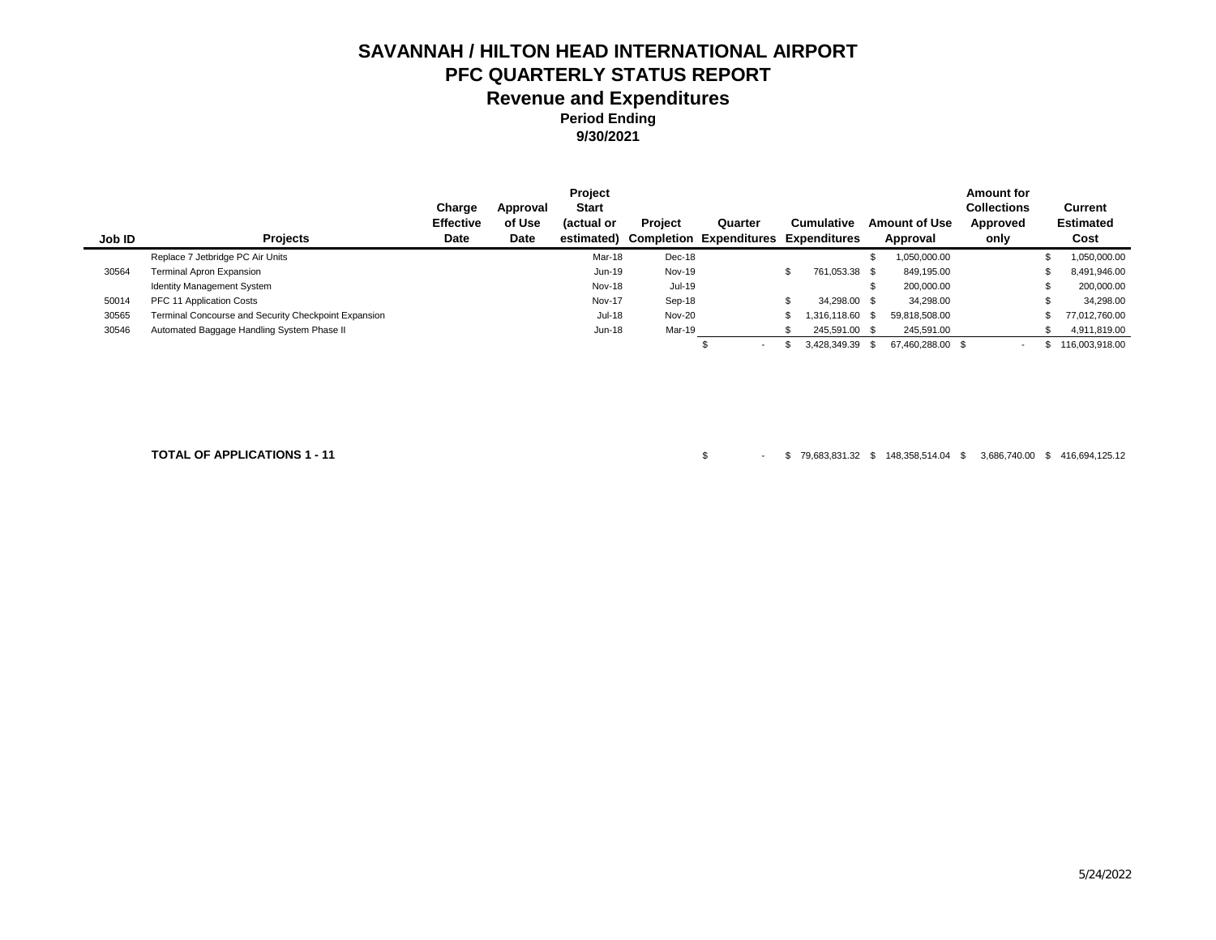# SAVANNAH / HILTON HEAD INTERNATIONAL AIRPORT
## PFC QUARTERLY STATUS REPORT
### Revenue and Expenditures
**Period Ending**
**9/30/2021**

| Job ID | Projects | Charge Effective Date | Approval of Use Date | Project Start (actual or estimated) | Project Completion | Quarter Expenditures | Cumulative Expenditures | Amount of Use Approval | Amount for Collections Approved only | Current Estimated Cost |
|---|---|---|---|---|---|---|---|---|---|---|
| | Replace 7 Jetbridge PC Air Units | | | Mar-18 | Dec-18 | | | $ 1,050,000.00 | | $ 1,050,000.00 |
| 30564 | Terminal Apron Expansion | | | Jun-19 | Nov-19 | | $ 761,053.38 | $ 849,195.00 | | $ 8,491,946.00 |
| | Identity Management System | | | Nov-18 | Jul-19 | | | $ 200,000.00 | | $ 200,000.00 |
| 50014 | PFC 11 Application Costs | | | Nov-17 | Sep-18 | | $ 34,298.00 | $ 34,298.00 | | $ 34,298.00 |
| 30565 | Terminal Concourse and Security Checkpoint Expansion | | | Jul-18 | Nov-20 | | $ 1,316,118.60 | $ 59,818,508.00 | | $ 77,012,760.00 |
| 30546 | Automated Baggage Handling System Phase II | | | Jun-18 | Mar-19 | | $ 245,591.00 | $ 245,591.00 | | $ 4,911,819.00 |
| | | | | | | $ - | $ 3,428,349.39 | $ 67,460,288.00 | $ - | $ 116,003,918.00 |
| | **TOTAL OF APPLICATIONS 1 - 11** | | | | | $ - | $ 79,683,831.32 | $ 148,358,514.04 | $ 3,686,740.00 | $ 416,694,125.12 |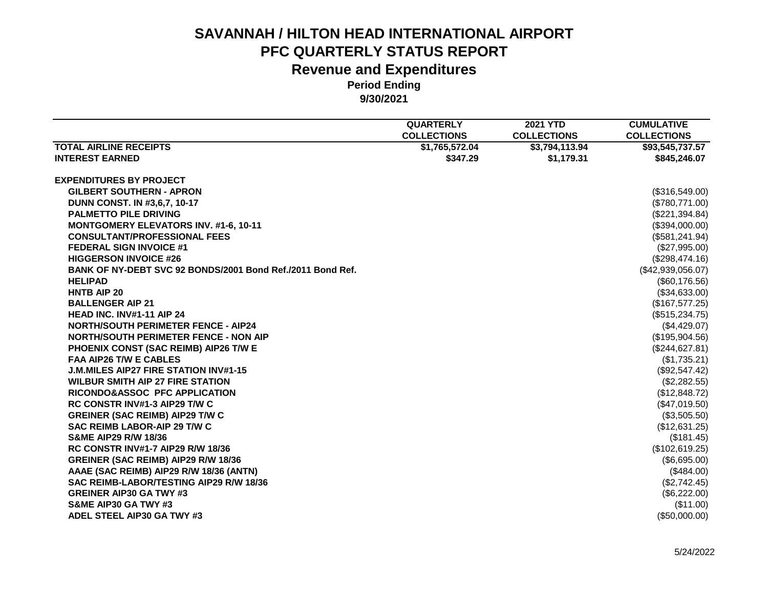# SAVANNAH / HILTON HEAD INTERNATIONAL AIRPORT

## PFC QUARTERLY STATUS REPORT

## Revenue and Expenditures

**Period Ending**

**9/30/2021**

| | QUARTERLY COLLECTIONS | 2021 YTD COLLECTIONS | CUMULATIVE COLLECTIONS |
|---|---|---|---|
| **TOTAL AIRLINE RECEIPTS** | $1,765,572.04 | $3,794,113.94 | $93,545,737.57 |
| **INTEREST EARNED** | $347.29 | $1,179.31 | $845,246.07 |
| | | | |
| **EXPENDITURES BY PROJECT** | | | |
| GILBERT SOUTHERN - APRON | | | ($316,549.00) |
| DUNN CONST. IN #3,6,7, 10-17 | | | ($780,771.00) |
| PALMETTO PILE DRIVING | | | ($221,394.84) |
| MONTGOMERY ELEVATORS INV. #1-6, 10-11 | | | ($394,000.00) |
| CONSULTANT/PROFESSIONAL FEES | | | ($581,241.94) |
| FEDERAL SIGN INVOICE #1 | | | ($27,995.00) |
| HIGGERSON INVOICE #26 | | | ($298,474.16) |
| BANK OF NY-DEBT SVC 92 BONDS/2001 Bond Ref./2011 Bond Ref. | | | ($42,939,056.07) |
| HELIPAD | | | ($60,176.56) |
| HNTB AIP 20 | | | ($34,633.00) |
| BALLENGER AIP 21 | | | ($167,577.25) |
| HEAD INC. INV#1-11 AIP 24 | | | ($515,234.75) |
| NORTH/SOUTH PERIMETER FENCE - AIP24 | | | ($4,429.07) |
| NORTH/SOUTH PERIMETER FENCE - NON AIP | | | ($195,904.56) |
| PHOENIX CONST (SAC REIMB) AIP26 T/W E | | | ($244,627.81) |
| FAA AIP26 T/W E CABLES | | | ($1,735.21) |
| J.M.MILES AIP27 FIRE STATION INV#1-15 | | | ($92,547.42) |
| WILBUR SMITH AIP 27 FIRE STATION | | | ($2,282.55) |
| RICONDO&ASSOC PFC APPLICATION | | | ($12,848.72) |
| RC CONSTR INV#1-3 AIP29 T/W C | | | ($47,019.50) |
| GREINER (SAC REIMB) AIP29 T/W C | | | ($3,505.50) |
| SAC REIMB LABOR-AIP 29 T/W C | | | ($12,631.25) |
| S&ME AIP29 R/W 18/36 | | | ($181.45) |
| RC CONSTR INV#1-7 AIP29 R/W 18/36 | | | ($102,619.25) |
| GREINER (SAC REIMB) AIP29 R/W 18/36 | | | ($6,695.00) |
| AAAE (SAC REIMB) AIP29 R/W 18/36 (ANTN) | | | ($484.00) |
| SAC REIMB-LABOR/TESTING AIP29 R/W 18/36 | | | ($2,742.45) |
| GREINER AIP30 GA TWY #3 | | | ($6,222.00) |
| S&ME AIP30 GA TWY #3 | | | ($11.00) |
| ADEL STEEL AIP30 GA TWY #3 | | | ($50,000.00) |

5/24/2022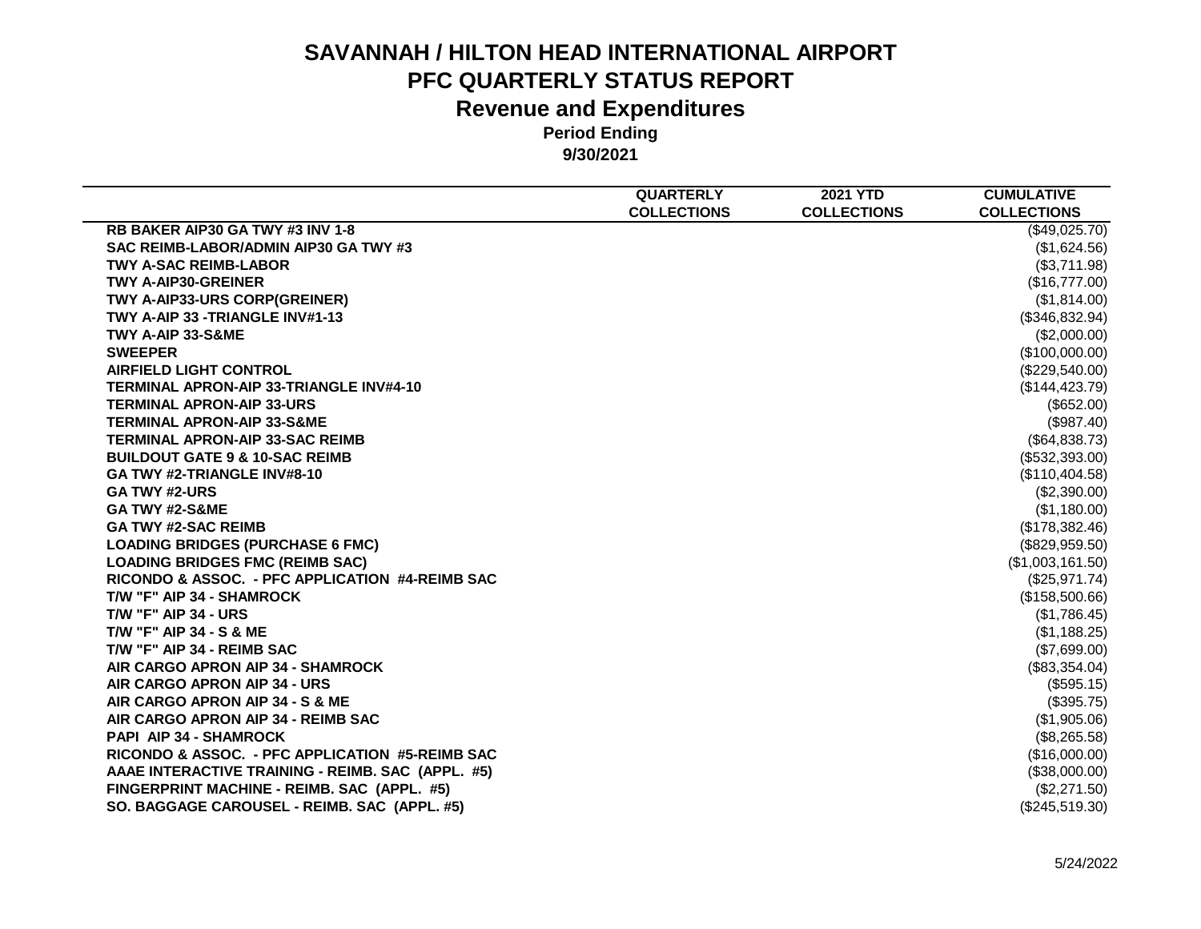# SAVANNAH / HILTON HEAD INTERNATIONAL AIRPORT

## PFC QUARTERLY STATUS REPORT

## Revenue and Expenditures

**Period Ending**

**9/30/2021**

| | QUARTERLY COLLECTIONS | 2021 YTD COLLECTIONS | CUMULATIVE COLLECTIONS |
|---|---|---|---|
| RB BAKER AIP30 GA TWY #3 INV 1-8 | | | ($49,025.70) |
| SAC REIMB-LABOR/ADMIN AIP30 GA TWY #3 | | | ($1,624.56) |
| TWY A-SAC REIMB-LABOR | | | ($3,711.98) |
| TWY A-AIP30-GREINER | | | ($16,777.00) |
| TWY A-AIP33-URS CORP(GREINER) | | | ($1,814.00) |
| TWY A-AIP 33 -TRIANGLE INV#1-13 | | | ($346,832.94) |
| TWY A-AIP 33-S&ME | | | ($2,000.00) |
| SWEEPER | | | ($100,000.00) |
| AIRFIELD LIGHT CONTROL | | | ($229,540.00) |
| TERMINAL APRON-AIP 33-TRIANGLE INV#4-10 | | | ($144,423.79) |
| TERMINAL APRON-AIP 33-URS | | | ($652.00) |
| TERMINAL APRON-AIP 33-S&ME | | | ($987.40) |
| TERMINAL APRON-AIP 33-SAC REIMB | | | ($64,838.73) |
| BUILDOUT GATE 9 & 10-SAC REIMB | | | ($532,393.00) |
| GA TWY #2-TRIANGLE INV#8-10 | | | ($110,404.58) |
| GA TWY #2-URS | | | ($2,390.00) |
| GA TWY #2-S&ME | | | ($1,180.00) |
| GA TWY #2-SAC REIMB | | | ($178,382.46) |
| LOADING BRIDGES (PURCHASE 6 FMC) | | | ($829,959.50) |
| LOADING BRIDGES FMC (REIMB SAC) | | | ($1,003,161.50) |
| RICONDO & ASSOC. - PFC APPLICATION #4-REIMB SAC | | | ($25,971.74) |
| T/W "F" AIP 34 - SHAMROCK | | | ($158,500.66) |
| T/W "F" AIP 34 - URS | | | ($1,786.45) |
| T/W "F" AIP 34 - S & ME | | | ($1,188.25) |
| T/W "F" AIP 34 - REIMB SAC | | | ($7,699.00) |
| AIR CARGO APRON AIP 34 - SHAMROCK | | | ($83,354.04) |
| AIR CARGO APRON AIP 34 - URS | | | ($595.15) |
| AIR CARGO APRON AIP 34 - S & ME | | | ($395.75) |
| AIR CARGO APRON AIP 34 - REIMB SAC | | | ($1,905.06) |
| PAPI AIP 34 - SHAMROCK | | | ($8,265.58) |
| RICONDO & ASSOC. - PFC APPLICATION #5-REIMB SAC | | | ($16,000.00) |
| AAAE INTERACTIVE TRAINING - REIMB. SAC (APPL. #5) | | | ($38,000.00) |
| FINGERPRINT MACHINE - REIMB. SAC (APPL. #5) | | | ($2,271.50) |
| SO. BAGGAGE CAROUSEL - REIMB. SAC (APPL. #5) | | | ($245,519.30) |

5/24/2022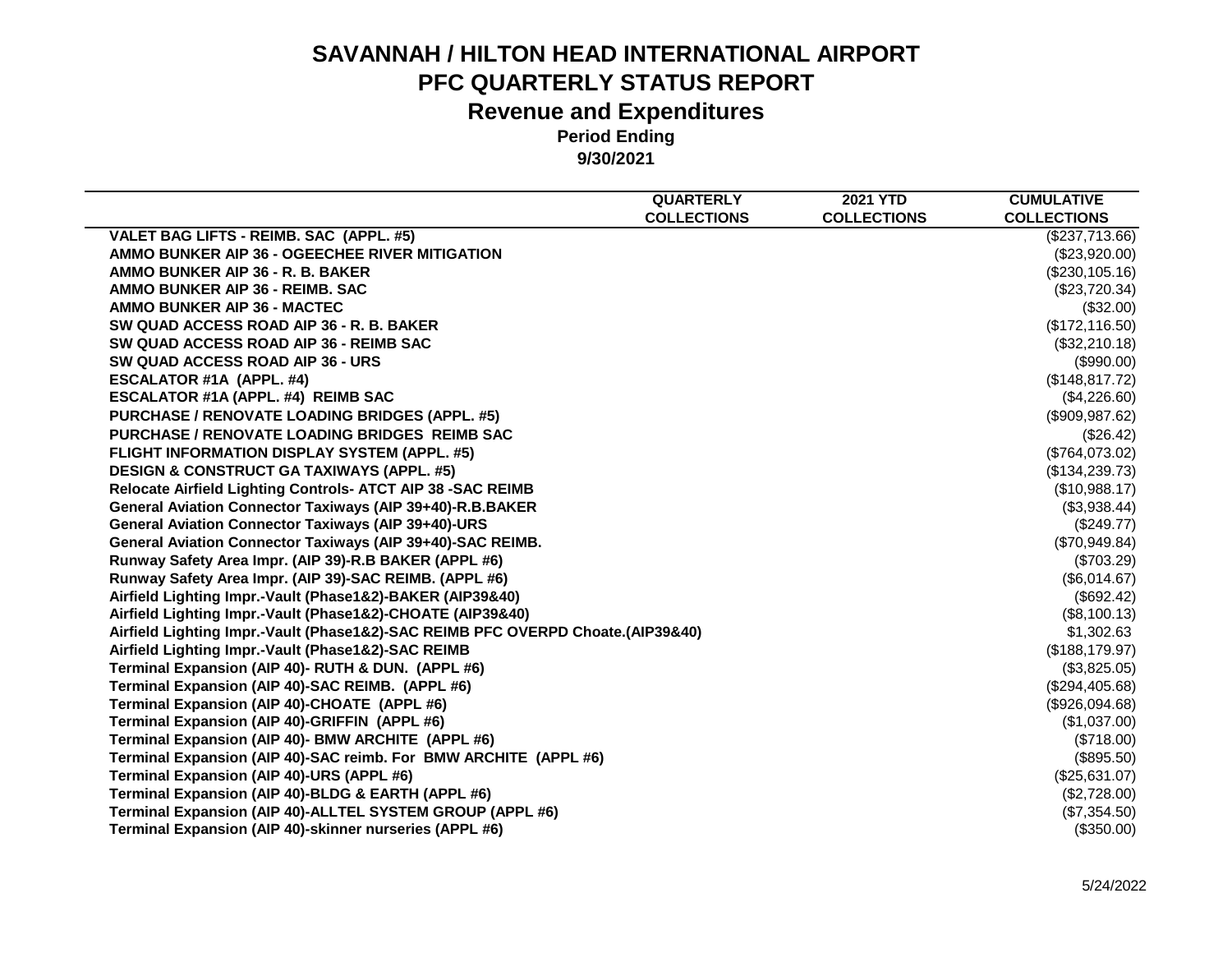# SAVANNAH / HILTON HEAD INTERNATIONAL AIRPORT
## PFC QUARTERLY STATUS REPORT
## Revenue and Expenditures
### Period Ending
### 9/30/2021

| | QUARTERLY COLLECTIONS | 2021 YTD COLLECTIONS | CUMULATIVE COLLECTIONS |
|---|---|---|---|
| **VALET BAG LIFTS - REIMB. SAC (APPL. #5)** | | | ($237,713.66) |
| **AMMO BUNKER AIP 36 - OGEECHEE RIVER MITIGATION** | | | ($23,920.00) |
| **AMMO BUNKER AIP 36 - R. B. BAKER** | | | ($230,105.16) |
| **AMMO BUNKER AIP 36 - REIMB. SAC** | | | ($23,720.34) |
| **AMMO BUNKER AIP 36 - MACTEC** | | | ($32.00) |
| **SW QUAD ACCESS ROAD AIP 36 - R. B. BAKER** | | | ($172,116.50) |
| **SW QUAD ACCESS ROAD AIP 36 - REIMB SAC** | | | ($32,210.18) |
| **SW QUAD ACCESS ROAD AIP 36 - URS** | | | ($990.00) |
| **ESCALATOR #1A (APPL. #4)** | | | ($148,817.72) |
| **ESCALATOR #1A (APPL. #4) REIMB SAC** | | | ($4,226.60) |
| **PURCHASE / RENOVATE LOADING BRIDGES (APPL. #5)** | | | ($909,987.62) |
| **PURCHASE / RENOVATE LOADING BRIDGES REIMB SAC** | | | ($26.42) |
| **FLIGHT INFORMATION DISPLAY SYSTEM (APPL. #5)** | | | ($764,073.02) |
| **DESIGN & CONSTRUCT GA TAXIWAYS (APPL. #5)** | | | ($134,239.73) |
| **Relocate Airfield Lighting Controls- ATCT AIP 38 -SAC REIMB** | | | ($10,988.17) |
| **General Aviation Connector Taxiways (AIP 39+40)-R.B.BAKER** | | | ($3,938.44) |
| **General Aviation Connector Taxiways (AIP 39+40)-URS** | | | ($249.77) |
| **General Aviation Connector Taxiways (AIP 39+40)-SAC REIMB.** | | | ($70,949.84) |
| **Runway Safety Area Impr. (AIP 39)-R.B BAKER (APPL #6)** | | | ($703.29) |
| **Runway Safety Area Impr. (AIP 39)-SAC REIMB. (APPL #6)** | | | ($6,014.67) |
| **Airfield Lighting Impr.-Vault (Phase1&2)-BAKER (AIP39&40)** | | | ($692.42) |
| **Airfield Lighting Impr.-Vault (Phase1&2)-CHOATE (AIP39&40)** | | | ($8,100.13) |
| **Airfield Lighting Impr.-Vault (Phase1&2)-SAC REIMB PFC OVERPD Choate.(AIP39&40)** | | | $1,302.63 |
| **Airfield Lighting Impr.-Vault (Phase1&2)-SAC REIMB** | | | ($188,179.97) |
| **Terminal Expansion (AIP 40)- RUTH & DUN. (APPL #6)** | | | ($3,825.05) |
| **Terminal Expansion (AIP 40)-SAC REIMB. (APPL #6)** | | | ($294,405.68) |
| **Terminal Expansion (AIP 40)-CHOATE (APPL #6)** | | | ($926,094.68) |
| **Terminal Expansion (AIP 40)-GRIFFIN (APPL #6)** | | | ($1,037.00) |
| **Terminal Expansion (AIP 40)- BMW ARCHITE (APPL #6)** | | | ($718.00) |
| **Terminal Expansion (AIP 40)-SAC reimb. For BMW ARCHITE (APPL #6)** | | | ($895.50) |
| **Terminal Expansion (AIP 40)-URS (APPL #6)** | | | ($25,631.07) |
| **Terminal Expansion (AIP 40)-BLDG & EARTH (APPL #6)** | | | ($2,728.00) |
| **Terminal Expansion (AIP 40)-ALLTEL SYSTEM GROUP (APPL #6)** | | | ($7,354.50) |
| **Terminal Expansion (AIP 40)-skinner nurseries (APPL #6)** | | | ($350.00) |

5/24/2022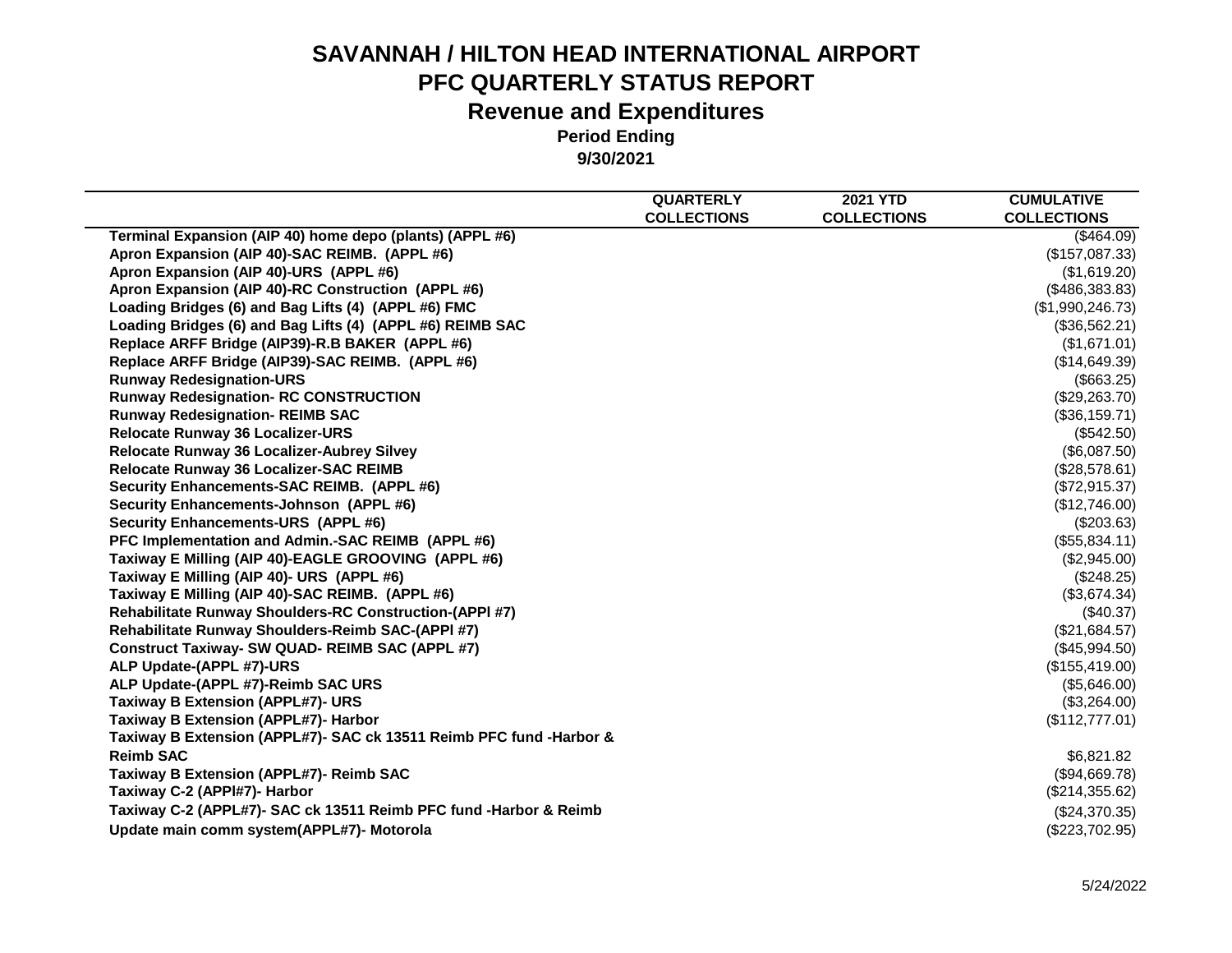# SAVANNAH / HILTON HEAD INTERNATIONAL AIRPORT
## PFC QUARTERLY STATUS REPORT
## Revenue and Expenditures
### Period Ending
### 9/30/2021

| | QUARTERLY COLLECTIONS | 2021 YTD COLLECTIONS | CUMULATIVE COLLECTIONS |
|---|---|---|---|
| **Terminal Expansion (AIP 40) home depo (plants) (APPL #6)** | | | ($464.09) |
| **Apron Expansion (AIP 40)-SAC REIMB. (APPL #6)** | | | ($157,087.33) |
| **Apron Expansion (AIP 40)-URS (APPL #6)** | | | ($1,619.20) |
| **Apron Expansion (AIP 40)-RC Construction (APPL #6)** | | | ($486,383.83) |
| **Loading Bridges (6) and Bag Lifts (4) (APPL #6) FMC** | | | ($1,990,246.73) |
| **Loading Bridges (6) and Bag Lifts (4) (APPL #6) REIMB SAC** | | | ($36,562.21) |
| **Replace ARFF Bridge (AIP39)-R.B BAKER (APPL #6)** | | | ($1,671.01) |
| **Replace ARFF Bridge (AIP39)-SAC REIMB. (APPL #6)** | | | ($14,649.39) |
| **Runway Redesignation-URS** | | | ($663.25) |
| **Runway Redesignation- RC CONSTRUCTION** | | | ($29,263.70) |
| **Runway Redesignation- REIMB SAC** | | | ($36,159.71) |
| **Relocate Runway 36 Localizer-URS** | | | ($542.50) |
| **Relocate Runway 36 Localizer-Aubrey Silvey** | | | ($6,087.50) |
| **Relocate Runway 36 Localizer-SAC REIMB** | | | ($28,578.61) |
| **Security Enhancements-SAC REIMB. (APPL #6)** | | | ($72,915.37) |
| **Security Enhancements-Johnson (APPL #6)** | | | ($12,746.00) |
| **Security Enhancements-URS (APPL #6)** | | | ($203.63) |
| **PFC Implementation and Admin.-SAC REIMB (APPL #6)** | | | ($55,834.11) |
| **Taxiway E Milling (AIP 40)-EAGLE GROOVING (APPL #6)** | | | ($2,945.00) |
| **Taxiway E Milling (AIP 40)- URS (APPL #6)** | | | ($248.25) |
| **Taxiway E Milling (AIP 40)-SAC REIMB. (APPL #6)** | | | ($3,674.34) |
| **Rehabilitate Runway Shoulders-RC Construction-(APPl #7)** | | | ($40.37) |
| **Rehabilitate Runway Shoulders-Reimb SAC-(APPl #7)** | | | ($21,684.57) |
| **Construct Taxiway- SW QUAD- REIMB SAC (APPL #7)** | | | ($45,994.50) |
| **ALP Update-(APPL #7)-URS** | | | ($155,419.00) |
| **ALP Update-(APPL #7)-Reimb SAC URS** | | | ($5,646.00) |
| **Taxiway B Extension (APPL#7)- URS** | | | ($3,264.00) |
| **Taxiway B Extension (APPL#7)- Harbor** | | | ($112,777.01) |
| **Taxiway B Extension (APPL#7)- SAC ck 13511 Reimb PFC fund -Harbor & Reimb SAC** | | | $6,821.82 |
| **Taxiway B Extension (APPL#7)- Reimb SAC** | | | ($94,669.78) |
| **Taxiway C-2 (APPl#7)- Harbor** | | | ($214,355.62) |
| **Taxiway C-2 (APPL#7)- SAC ck 13511 Reimb PFC fund -Harbor & Reimb** | | | ($24,370.35) |
| **Update main comm system(APPL#7)- Motorola** | | | ($223,702.95) |

5/24/2022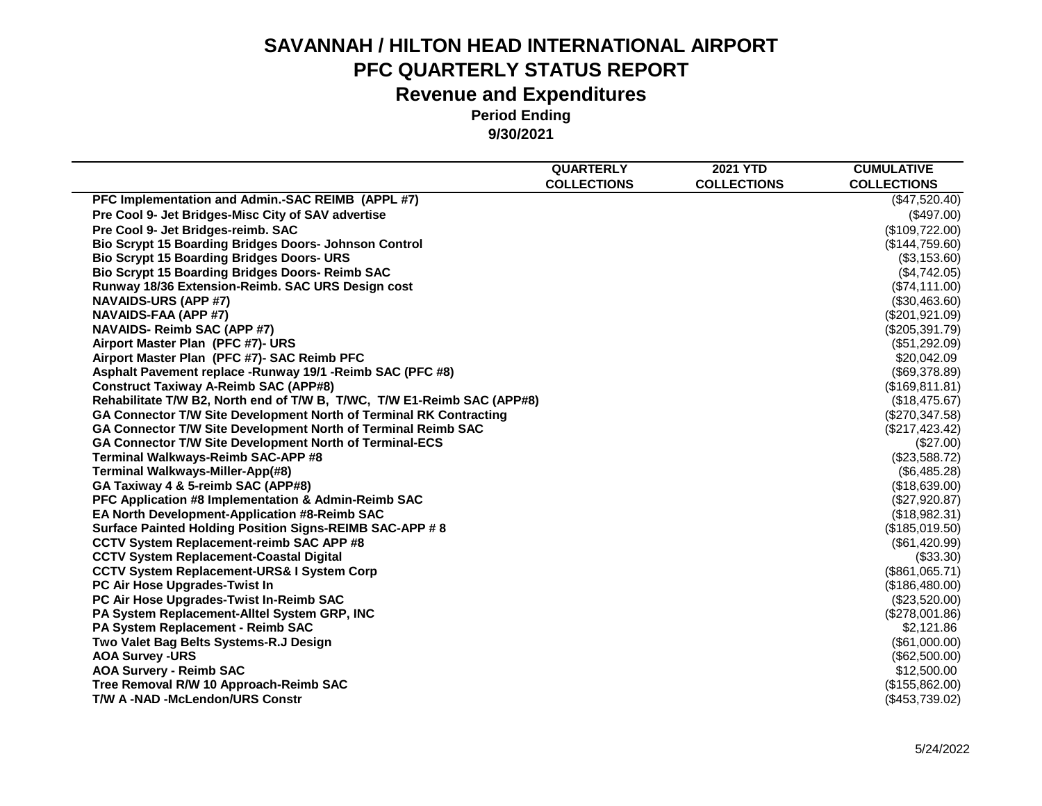# SAVANNAH / HILTON HEAD INTERNATIONAL AIRPORT

## PFC QUARTERLY STATUS REPORT

### Revenue and Expenditures

**Period Ending**

**9/30/2021**

| | QUARTERLY COLLECTIONS | 2021 YTD COLLECTIONS | CUMULATIVE COLLECTIONS |
|---|---|---|---|
| PFC Implementation and Admin.-SAC REIMB (APPL #7) | | | ($47,520.40) |
| Pre Cool 9- Jet Bridges-Misc City of SAV advertise | | | ($497.00) |
| Pre Cool 9- Jet Bridges-reimb. SAC | | | ($109,722.00) |
| Bio Scrypt 15 Boarding Bridges Doors- Johnson Control | | | ($144,759.60) |
| Bio Scrypt 15 Boarding Bridges Doors- URS | | | ($3,153.60) |
| Bio Scrypt 15 Boarding Bridges Doors- Reimb SAC | | | ($4,742.05) |
| Runway 18/36 Extension-Reimb. SAC URS Design cost | | | ($74,111.00) |
| NAVAIDS-URS (APP #7) | | | ($30,463.60) |
| NAVAIDS-FAA (APP #7) | | | ($201,921.09) |
| NAVAIDS- Reimb SAC (APP #7) | | | ($205,391.79) |
| Airport Master Plan (PFC #7)- URS | | | ($51,292.09) |
| Airport Master Plan (PFC #7)- SAC Reimb PFC | | | $20,042.09 |
| Asphalt Pavement replace -Runway 19/1 -Reimb SAC (PFC #8) | | | ($69,378.89) |
| Construct Taxiway A-Reimb SAC (APP#8) | | | ($169,811.81) |
| Rehabilitate T/W B2, North end of T/W B, T/WC, T/W E1-Reimb SAC (APP#8) | | | ($18,475.67) |
| GA Connector T/W Site Development North of Terminal RK Contracting | | | ($270,347.58) |
| GA Connector T/W Site Development North of Terminal Reimb SAC | | | ($217,423.42) |
| GA Connector T/W Site Development North of Terminal-ECS | | | ($27.00) |
| Terminal Walkways-Reimb SAC-APP #8 | | | ($23,588.72) |
| Terminal Walkways-Miller-App(#8) | | | ($6,485.28) |
| GA Taxiway 4 & 5-reimb SAC (APP#8) | | | ($18,639.00) |
| PFC Application #8 Implementation & Admin-Reimb SAC | | | ($27,920.87) |
| EA North Development-Application #8-Reimb SAC | | | ($18,982.31) |
| Surface Painted Holding Position Signs-REIMB SAC-APP # 8 | | | ($185,019.50) |
| CCTV System Replacement-reimb SAC APP #8 | | | ($61,420.99) |
| CCTV System Replacement-Coastal Digital | | | ($33.30) |
| CCTV System Replacement-URS& I System Corp | | | ($861,065.71) |
| PC Air Hose Upgrades-Twist In | | | ($186,480.00) |
| PC Air Hose Upgrades-Twist In-Reimb SAC | | | ($23,520.00) |
| PA System Replacement-Alltel System GRP, INC | | | ($278,001.86) |
| PA System Replacement - Reimb SAC | | | $2,121.86 |
| Two Valet Bag Belts Systems-R.J Design | | | ($61,000.00) |
| AOA Survey -URS | | | ($62,500.00) |
| AOA Survery - Reimb SAC | | | $12,500.00 |
| Tree Removal R/W 10 Approach-Reimb SAC | | | ($155,862.00) |
| T/W A -NAD -McLendon/URS Constr | | | ($453,739.02) |

5/24/2022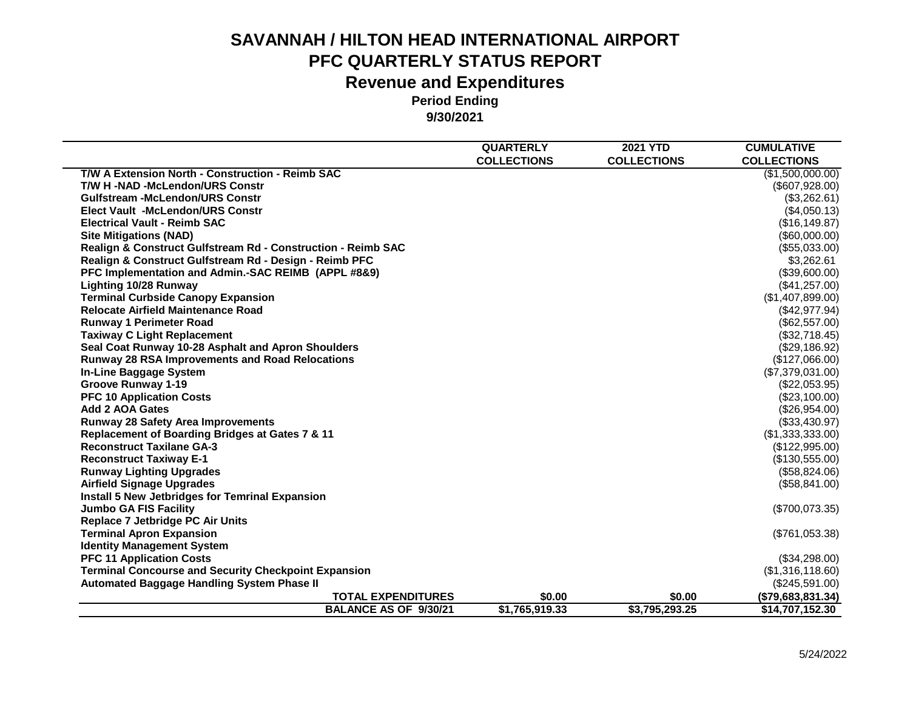# SAVANNAH / HILTON HEAD INTERNATIONAL AIRPORT

## PFC QUARTERLY STATUS REPORT

## Revenue and Expenditures

**Period Ending**

**9/30/2021**

| | QUARTERLY COLLECTIONS | 2021 YTD COLLECTIONS | CUMULATIVE COLLECTIONS |
|---|---|---|---|
| T/W A Extension North - Construction - Reimb SAC | | | ($1,500,000.00) |
| T/W H -NAD -McLendon/URS Constr | | | ($607,928.00) |
| Gulfstream -McLendon/URS Constr | | | ($3,262.61) |
| Elect Vault -McLendon/URS Constr | | | ($4,050.13) |
| Electrical Vault - Reimb SAC | | | ($16,149.87) |
| Site Mitigations (NAD) | | | ($60,000.00) |
| Realign & Construct Gulfstream Rd - Construction - Reimb SAC | | | ($55,033.00) |
| Realign & Construct Gulfstream Rd - Design - Reimb PFC | | | $3,262.61 |
| PFC Implementation and Admin.-SAC REIMB (APPL #8&9) | | | ($39,600.00) |
| Lighting 10/28 Runway | | | ($41,257.00) |
| Terminal Curbside Canopy Expansion | | | ($1,407,899.00) |
| Relocate Airfield Maintenance Road | | | ($42,977.94) |
| Runway 1 Perimeter Road | | | ($62,557.00) |
| Taxiway C Light Replacement | | | ($32,718.45) |
| Seal Coat Runway 10-28 Asphalt and Apron Shoulders | | | ($29,186.92) |
| Runway 28 RSA Improvements and Road Relocations | | | ($127,066.00) |
| In-Line Baggage System | | | ($7,379,031.00) |
| Groove Runway 1-19 | | | ($22,053.95) |
| PFC 10 Application Costs | | | ($23,100.00) |
| Add 2 AOA Gates | | | ($26,954.00) |
| Runway 28 Safety Area Improvements | | | ($33,430.97) |
| Replacement of Boarding Bridges at Gates 7 & 11 | | | ($1,333,333.00) |
| Reconstruct Taxilane GA-3 | | | ($122,995.00) |
| Reconstruct Taxiway E-1 | | | ($130,555.00) |
| Runway Lighting Upgrades | | | ($58,824.06) |
| Airfield Signage Upgrades | | | ($58,841.00) |
| Install 5 New Jetbridges for Temrinal Expansion | | | |
| Jumbo GA FIS Facility | | | ($700,073.35) |
| Replace 7 Jetbridge PC Air Units | | | |
| Terminal Apron Expansion | | | ($761,053.38) |
| Identity Management System | | | |
| PFC 11 Application Costs | | | ($34,298.00) |
| Terminal Concourse and Security Checkpoint Expansion | | | ($1,316,118.60) |
| Automated Baggage Handling System Phase II | | | ($245,591.00) |
| **TOTAL EXPENDITURES** | **$0.00** | **$0.00** | **($79,683,831.34)** |
| **BALANCE AS OF 9/30/21** | **$1,765,919.33** | **$3,795,293.25** | **$14,707,152.30** |

5/24/2022